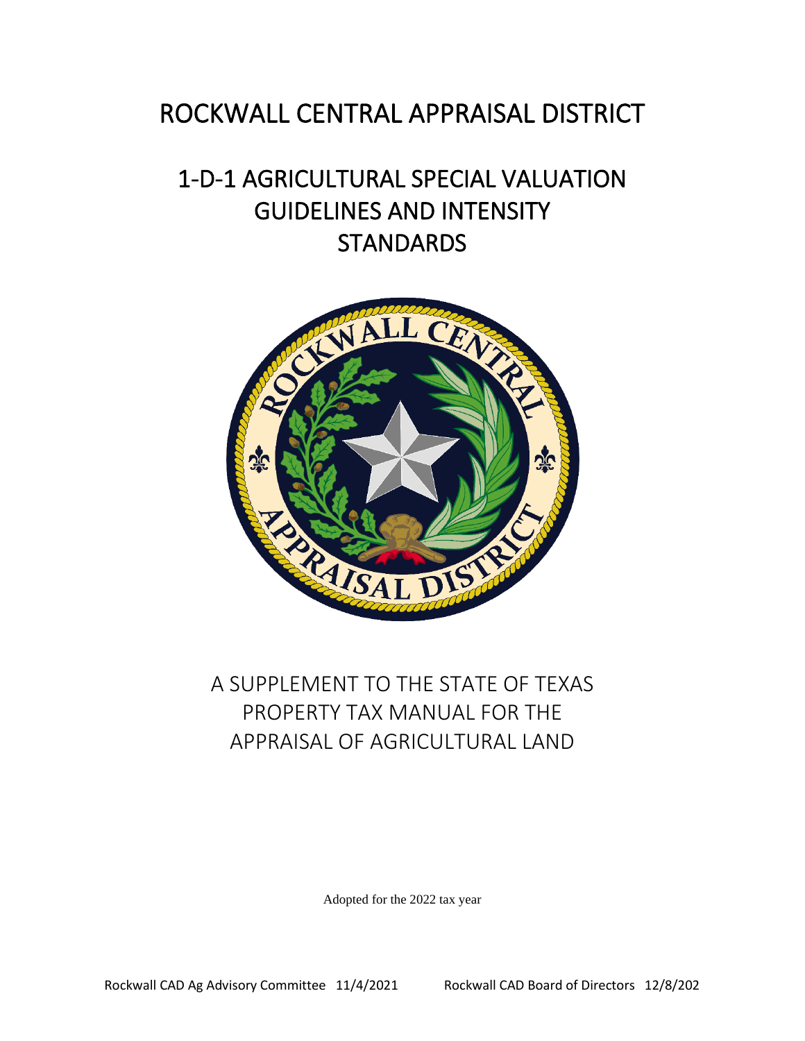# ROCKWALL CENTRAL APPRAISAL DISTRICT

## 1-D-1 AGRICULTURAL SPECIAL VALUATION GUIDELINES AND INTENSITY STANDARDS

A SUPPLEMENT TO THE STATE OF TEXAS PROPERTY TAX MANUAL FOR THE APPRAISAL OF AGRICULTURAL LAND

Adopted for the 2022 tax year

Rockwall CAD Ag Advisory Committee 11/4/2021 Rockwall CAD Board of Directors 12/8/202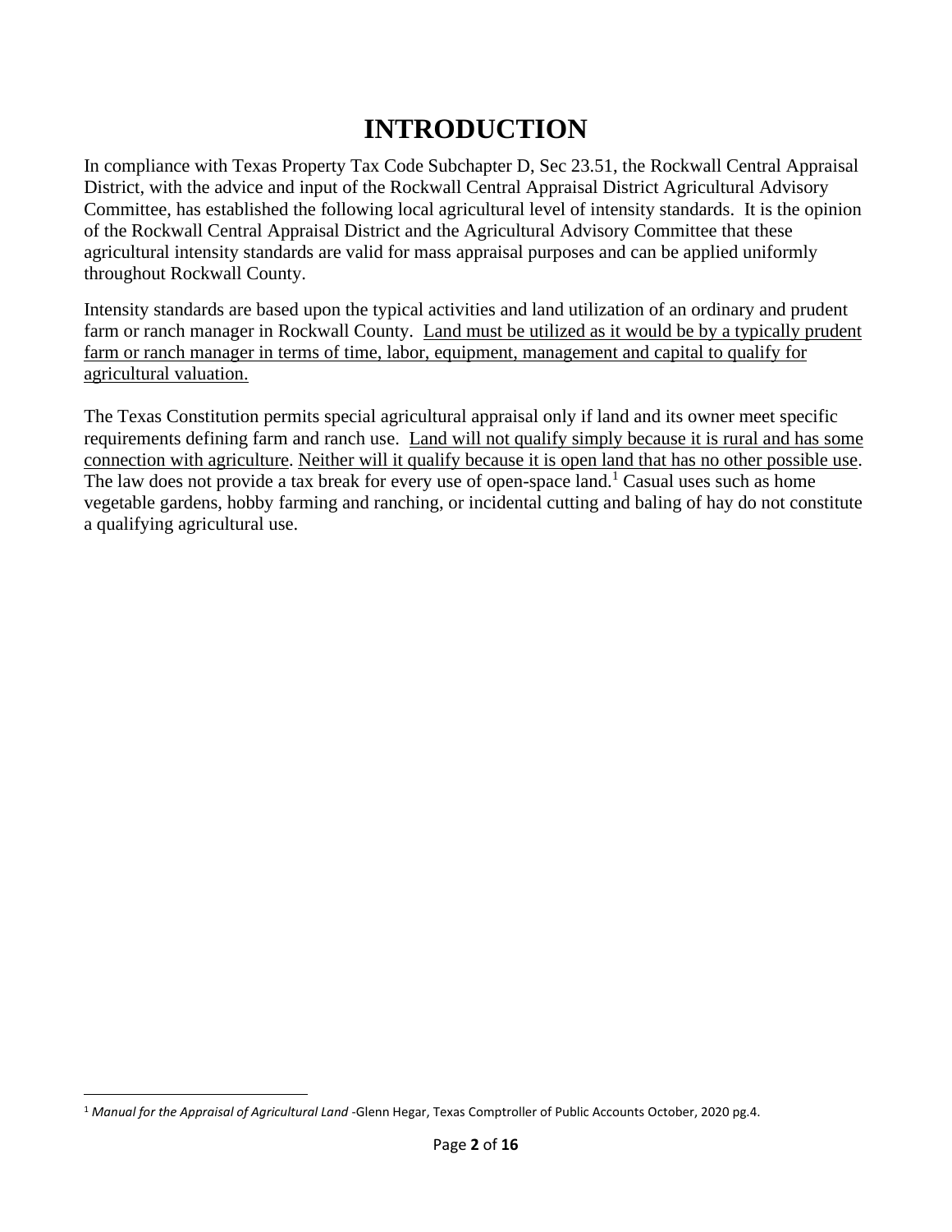# INTRODUCTION

In compliance with Texas Property Tax Code Subchapter D, Sec 23.51, the Rockwall Central Appraisal District, with the advice and input of the Rockwall Central Appraisal District Agricultural Advisory Committee, has established the following local agricultural level of intensity standards. It is the opinion of the Rockwall Central Appraisal District and the Agricultural Advisory Committee that these agricultural intensity standards are valid for mass appraisal purposes and can be applied uniformly throughout Rockwall County.

Intensity standards are based upon the typical activities and land utilization of an ordinary and prudent farm or ranch manager in Rockwall County. <u>Land must be utilized as it would be by a typically prudent farm or ranch manager in terms of time, labor, equipment, management and capital to qualify for agricultural valuation.</u>

The Texas Constitution permits special agricultural appraisal only if land and its owner meet specific requirements defining farm and ranch use. <u>Land will not qualify simply because it is rural and has some connection with agriculture</u>. <u>Neither will it qualify because it is open land that has no other possible use</u>. The law does not provide a tax break for every use of open-space land.[1] Casual uses such as home vegetable gardens, hobby farming and ranching, or incidental cutting and baling of hay do not constitute a qualifying agricultural use.

---

[1] *Manual for the Appraisal of Agricultural Land* -Glenn Hegar, Texas Comptroller of Public Accounts October, 2020 pg.4.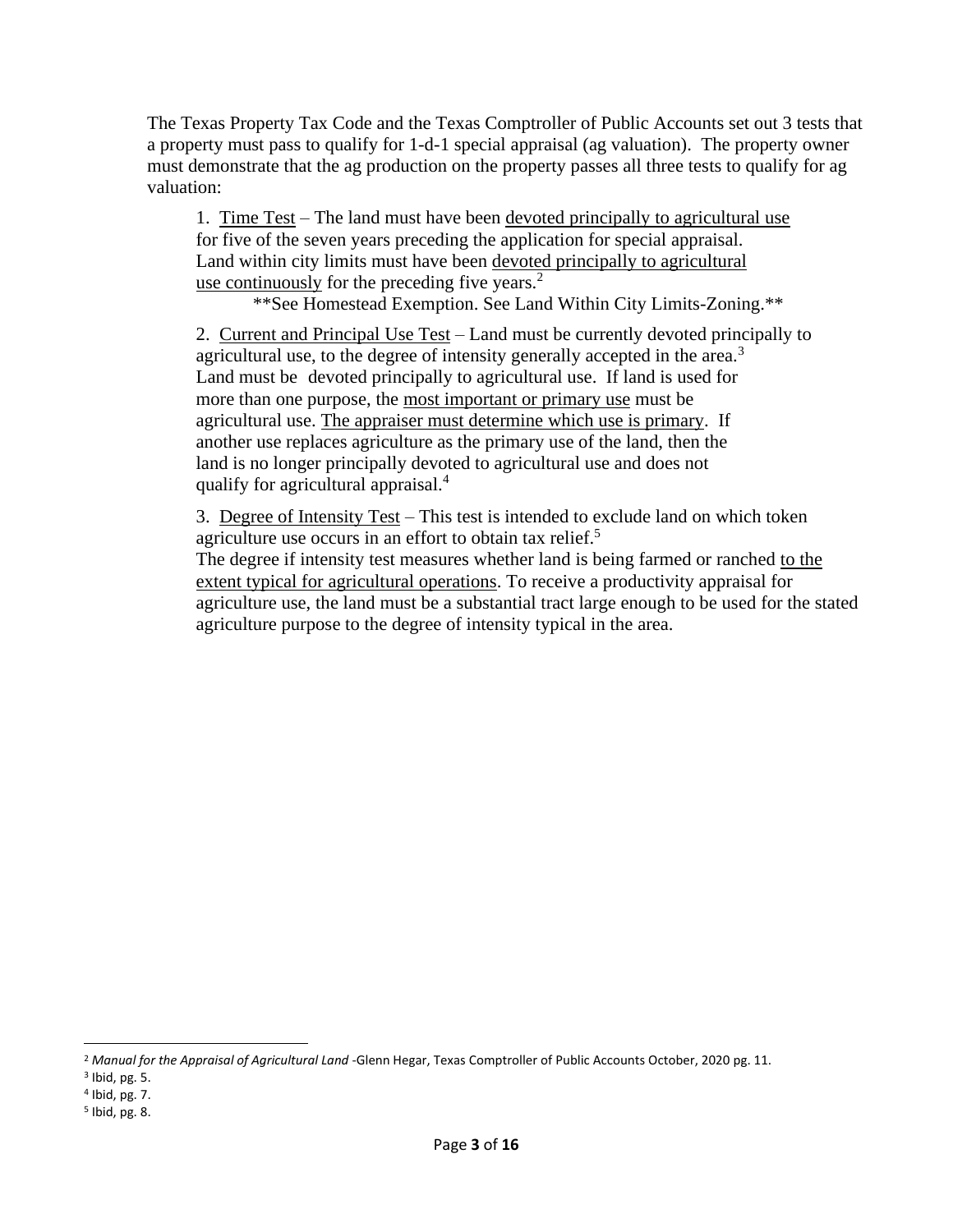The Texas Property Tax Code and the Texas Comptroller of Public Accounts set out 3 tests that a property must pass to qualify for 1-d-1 special appraisal (ag valuation). The property owner must demonstrate that the ag production on the property passes all three tests to qualify for ag valuation:

1. Time Test – The land must have been devoted principally to agricultural use for five of the seven years preceding the application for special appraisal. Land within city limits must have been devoted principally to agricultural use continuously for the preceding five years.[2]

   **See Homestead Exemption. See Land Within City Limits-Zoning.**

2. Current and Principal Use Test – Land must be currently devoted principally to agricultural use, to the degree of intensity generally accepted in the area.[3] Land must be devoted principally to agricultural use. If land is used for more than one purpose, the most important or primary use must be agricultural use. The appraiser must determine which use is primary. If another use replaces agriculture as the primary use of the land, then the land is no longer principally devoted to agricultural use and does not qualify for agricultural appraisal.[4]

3. Degree of Intensity Test – This test is intended to exclude land on which token agriculture use occurs in an effort to obtain tax relief.[5]
   The degree if intensity test measures whether land is being farmed or ranched to the extent typical for agricultural operations. To receive a productivity appraisal for agriculture use, the land must be a substantial tract large enough to be used for the stated agriculture purpose to the degree of intensity typical in the area.

---

[2] *Manual for the Appraisal of Agricultural Land* -Glenn Hegar, Texas Comptroller of Public Accounts October, 2020 pg. 11.

[3] Ibid, pg. 5.

[4] Ibid, pg. 7.

[5] Ibid, pg. 8.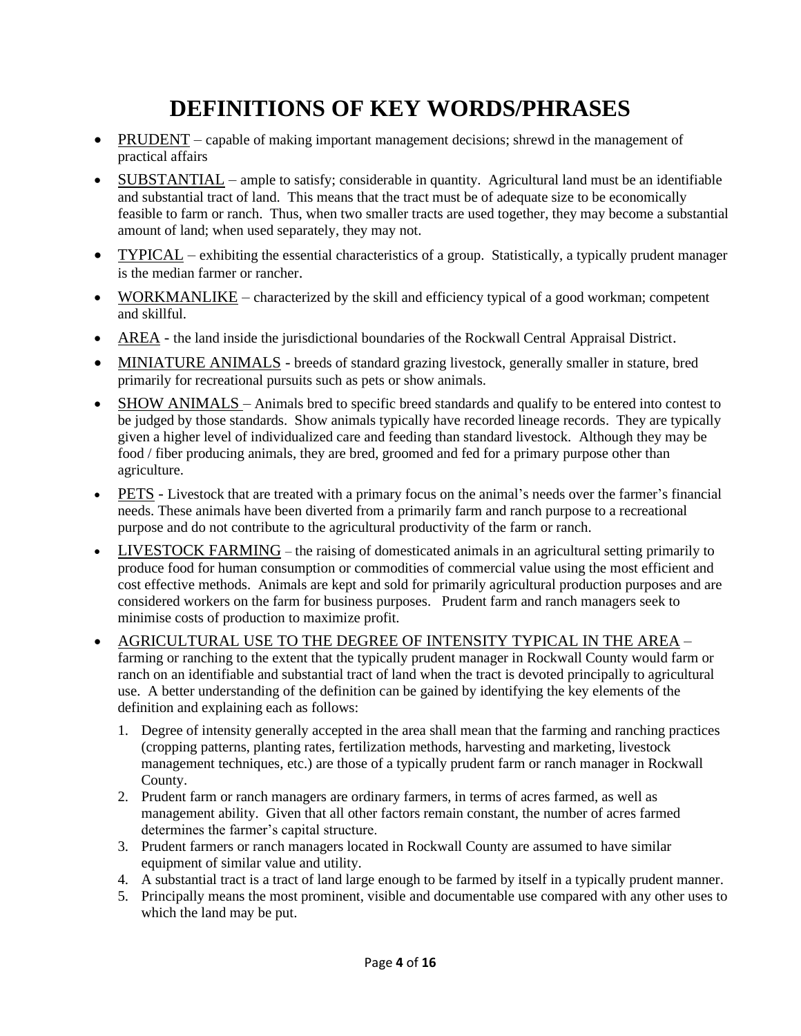# DEFINITIONS OF KEY WORDS/PHRASES

- PRUDENT – capable of making important management decisions; shrewd in the management of practical affairs
- SUBSTANTIAL – ample to satisfy; considerable in quantity. Agricultural land must be an identifiable and substantial tract of land. This means that the tract must be of adequate size to be economically feasible to farm or ranch. Thus, when two smaller tracts are used together, they may become a substantial amount of land; when used separately, they may not.
- TYPICAL – exhibiting the essential characteristics of a group. Statistically, a typically prudent manager is the median farmer or rancher.
- WORKMANLIKE – characterized by the skill and efficiency typical of a good workman; competent and skillful.
- AREA - the land inside the jurisdictional boundaries of the Rockwall Central Appraisal District.
- MINIATURE ANIMALS - breeds of standard grazing livestock, generally smaller in stature, bred primarily for recreational pursuits such as pets or show animals.
- SHOW ANIMALS – Animals bred to specific breed standards and qualify to be entered into contest to be judged by those standards. Show animals typically have recorded lineage records. They are typically given a higher level of individualized care and feeding than standard livestock. Although they may be food / fiber producing animals, they are bred, groomed and fed for a primary purpose other than agriculture.
- PETS - Livestock that are treated with a primary focus on the animal's needs over the farmer's financial needs. These animals have been diverted from a primarily farm and ranch purpose to a recreational purpose and do not contribute to the agricultural productivity of the farm or ranch.
- LIVESTOCK FARMING – the raising of domesticated animals in an agricultural setting primarily to produce food for human consumption or commodities of commercial value using the most efficient and cost effective methods. Animals are kept and sold for primarily agricultural production purposes and are considered workers on the farm for business purposes. Prudent farm and ranch managers seek to minimise costs of production to maximize profit.
- AGRICULTURAL USE TO THE DEGREE OF INTENSITY TYPICAL IN THE AREA – farming or ranching to the extent that the typically prudent manager in Rockwall County would farm or ranch on an identifiable and substantial tract of land when the tract is devoted principally to agricultural use. A better understanding of the definition can be gained by identifying the key elements of the definition and explaining each as follows:
  1. Degree of intensity generally accepted in the area shall mean that the farming and ranching practices (cropping patterns, planting rates, fertilization methods, harvesting and marketing, livestock management techniques, etc.) are those of a typically prudent farm or ranch manager in Rockwall County.
  2. Prudent farm or ranch managers are ordinary farmers, in terms of acres farmed, as well as management ability. Given that all other factors remain constant, the number of acres farmed determines the farmer's capital structure.
  3. Prudent farmers or ranch managers located in Rockwall County are assumed to have similar equipment of similar value and utility.
  4. A substantial tract is a tract of land large enough to be farmed by itself in a typically prudent manner.
  5. Principally means the most prominent, visible and documentable use compared with any other uses to which the land may be put.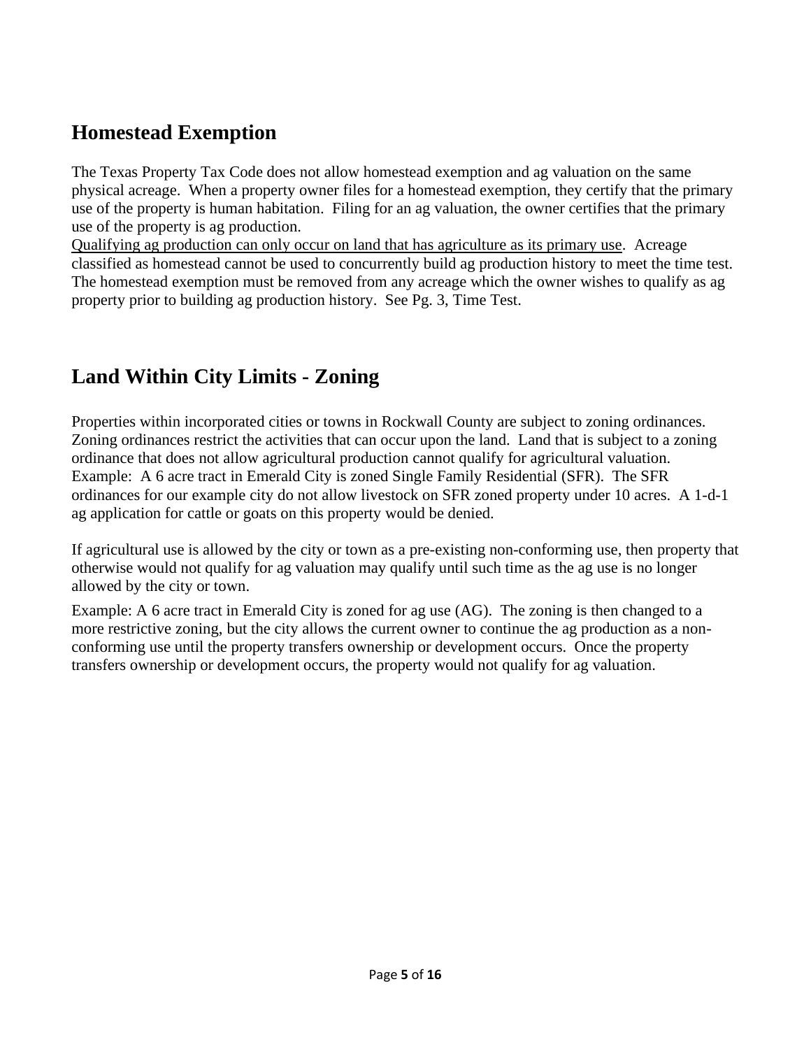## Homestead Exemption

The Texas Property Tax Code does not allow homestead exemption and ag valuation on the same physical acreage. When a property owner files for a homestead exemption, they certify that the primary use of the property is human habitation. Filing for an ag valuation, the owner certifies that the primary use of the property is ag production.

<u>Qualifying ag production can only occur on land that has agriculture as its primary use</u>. Acreage classified as homestead cannot be used to concurrently build ag production history to meet the time test. The homestead exemption must be removed from any acreage which the owner wishes to qualify as ag property prior to building ag production history. See Pg. 3, Time Test.

## Land Within City Limits - Zoning

Properties within incorporated cities or towns in Rockwall County are subject to zoning ordinances. Zoning ordinances restrict the activities that can occur upon the land. Land that is subject to a zoning ordinance that does not allow agricultural production cannot qualify for agricultural valuation. Example: A 6 acre tract in Emerald City is zoned Single Family Residential (SFR). The SFR ordinances for our example city do not allow livestock on SFR zoned property under 10 acres. A 1-d-1 ag application for cattle or goats on this property would be denied.

If agricultural use is allowed by the city or town as a pre-existing non-conforming use, then property that otherwise would not qualify for ag valuation may qualify until such time as the ag use is no longer allowed by the city or town.

Example: A 6 acre tract in Emerald City is zoned for ag use (AG). The zoning is then changed to a more restrictive zoning, but the city allows the current owner to continue the ag production as a non-conforming use until the property transfers ownership or development occurs. Once the property transfers ownership or development occurs, the property would not qualify for ag valuation.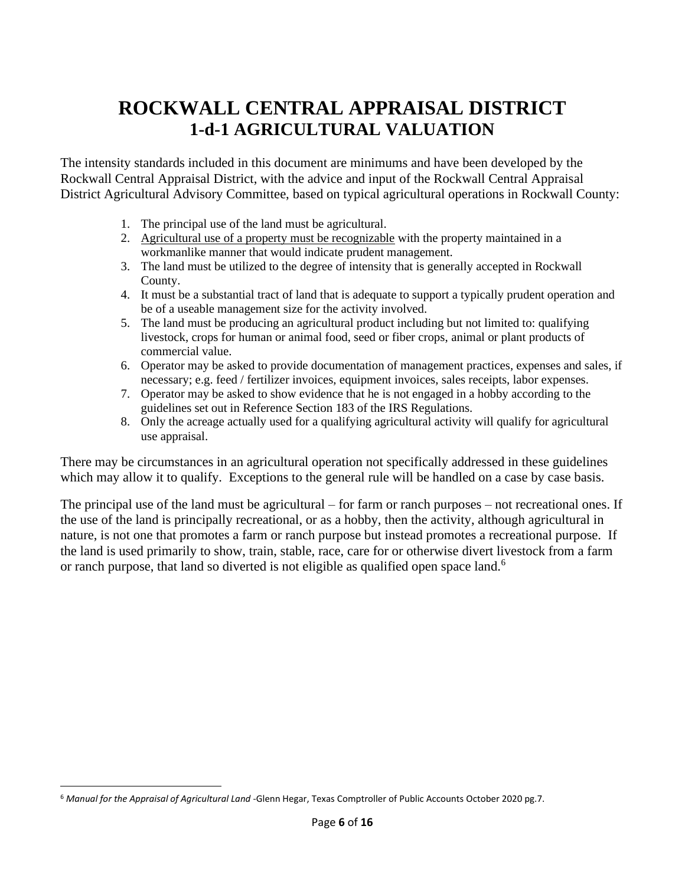# ROCKWALL CENTRAL APPRAISAL DISTRICT
## 1-d-1 AGRICULTURAL VALUATION

The intensity standards included in this document are minimums and have been developed by the Rockwall Central Appraisal District, with the advice and input of the Rockwall Central Appraisal District Agricultural Advisory Committee, based on typical agricultural operations in Rockwall County:

1. The principal use of the land must be agricultural.
2. Agricultural use of a property must be recognizable with the property maintained in a workmanlike manner that would indicate prudent management.
3. The land must be utilized to the degree of intensity that is generally accepted in Rockwall County.
4. It must be a substantial tract of land that is adequate to support a typically prudent operation and be of a useable management size for the activity involved.
5. The land must be producing an agricultural product including but not limited to: qualifying livestock, crops for human or animal food, seed or fiber crops, animal or plant products of commercial value.
6. Operator may be asked to provide documentation of management practices, expenses and sales, if necessary; e.g. feed / fertilizer invoices, equipment invoices, sales receipts, labor expenses.
7. Operator may be asked to show evidence that he is not engaged in a hobby according to the guidelines set out in Reference Section 183 of the IRS Regulations.
8. Only the acreage actually used for a qualifying agricultural activity will qualify for agricultural use appraisal.

There may be circumstances in an agricultural operation not specifically addressed in these guidelines which may allow it to qualify. Exceptions to the general rule will be handled on a case by case basis.

The principal use of the land must be agricultural – for farm or ranch purposes – not recreational ones. If the use of the land is principally recreational, or as a hobby, then the activity, although agricultural in nature, is not one that promotes a farm or ranch purpose but instead promotes a recreational purpose. If the land is used primarily to show, train, stable, race, care for or otherwise divert livestock from a farm or ranch purpose, that land so diverted is not eligible as qualified open space land.[6]

[6] *Manual for the Appraisal of Agricultural Land* -Glenn Hegar, Texas Comptroller of Public Accounts October 2020 pg.7.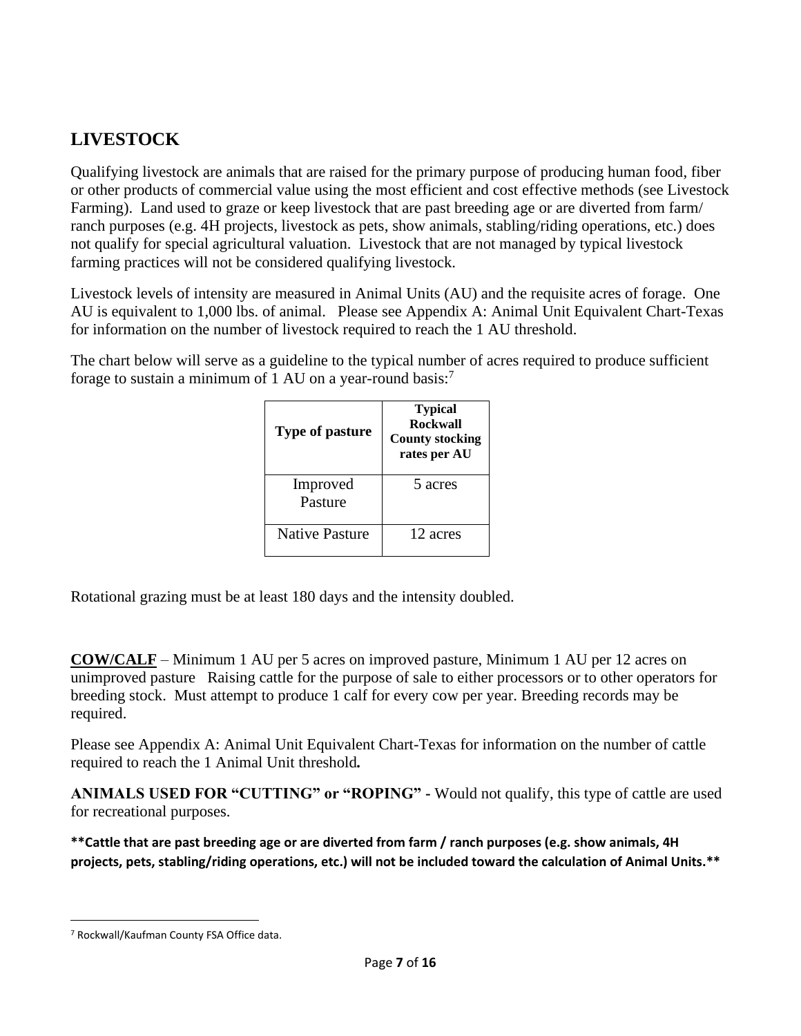## LIVESTOCK

Qualifying livestock are animals that are raised for the primary purpose of producing human food, fiber or other products of commercial value using the most efficient and cost effective methods (see Livestock Farming). Land used to graze or keep livestock that are past breeding age or are diverted from farm/ ranch purposes (e.g. 4H projects, livestock as pets, show animals, stabling/riding operations, etc.) does not qualify for special agricultural valuation. Livestock that are not managed by typical livestock farming practices will not be considered qualifying livestock.

Livestock levels of intensity are measured in Animal Units (AU) and the requisite acres of forage. One AU is equivalent to 1,000 lbs. of animal. Please see Appendix A: Animal Unit Equivalent Chart-Texas for information on the number of livestock required to reach the 1 AU threshold.

The chart below will serve as a guideline to the typical number of acres required to produce sufficient forage to sustain a minimum of 1 AU on a year-round basis:[7]

| Type of pasture | Typical Rockwall County stocking rates per AU |
|---|---|
| Improved Pasture | 5 acres |
| Native Pasture | 12 acres |

Rotational grazing must be at least 180 days and the intensity doubled.

**COW/CALF** – Minimum 1 AU per 5 acres on improved pasture, Minimum 1 AU per 12 acres on unimproved pasture Raising cattle for the purpose of sale to either processors or to other operators for breeding stock. Must attempt to produce 1 calf for every cow per year. Breeding records may be required.

Please see Appendix A: Animal Unit Equivalent Chart-Texas for information on the number of cattle required to reach the 1 Animal Unit threshold.

**ANIMALS USED FOR "CUTTING" or "ROPING"** - Would not qualify, this type of cattle are used for recreational purposes.

**\*\*Cattle that are past breeding age or are diverted from farm / ranch purposes (e.g. show animals, 4H projects, pets, stabling/riding operations, etc.) will not be included toward the calculation of Animal Units.\*\***

[7] Rockwall/Kaufman County FSA Office data.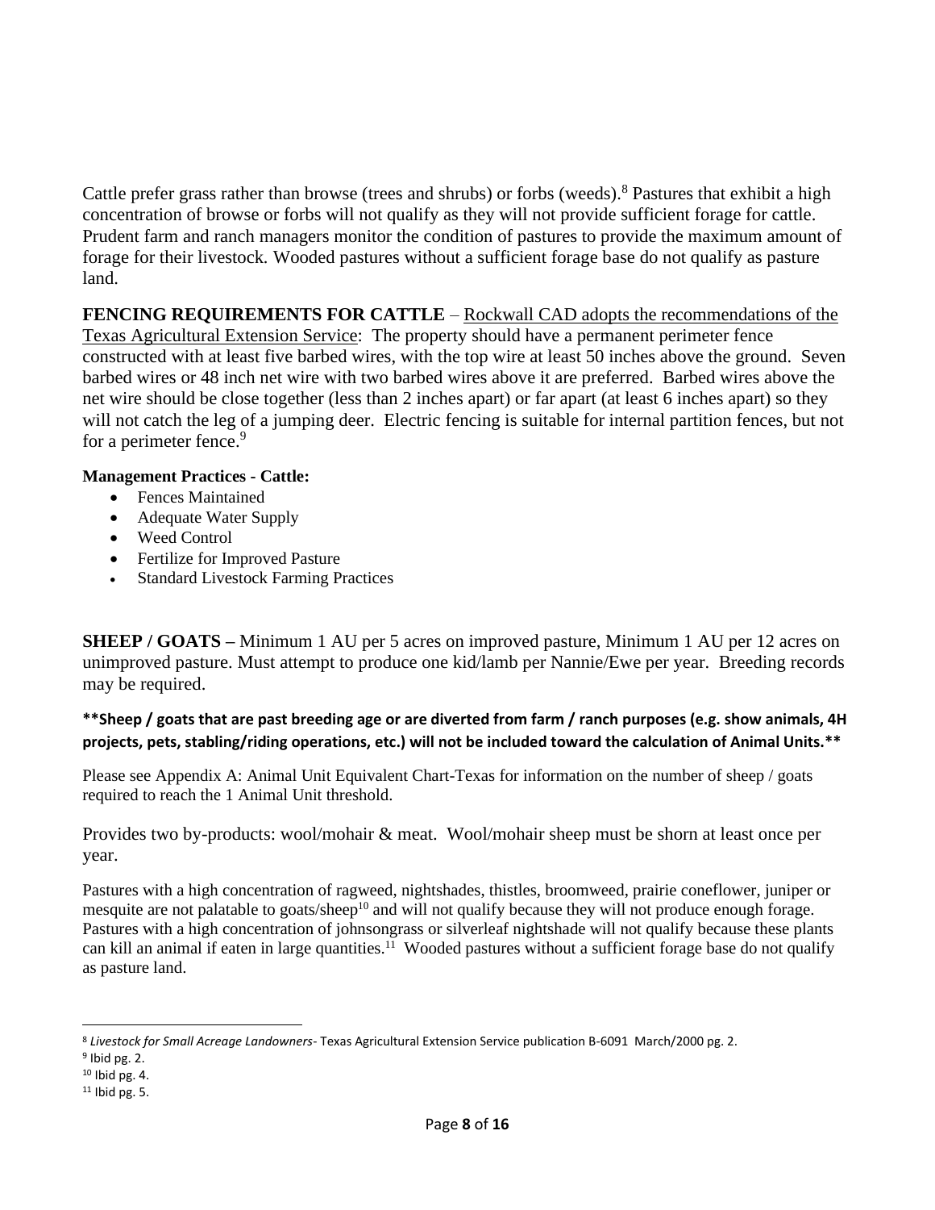Cattle prefer grass rather than browse (trees and shrubs) or forbs (weeds).[8] Pastures that exhibit a high concentration of browse or forbs will not qualify as they will not provide sufficient forage for cattle. Prudent farm and ranch managers monitor the condition of pastures to provide the maximum amount of forage for their livestock. Wooded pastures without a sufficient forage base do not qualify as pasture land.

**FENCING REQUIREMENTS FOR CATTLE** – Rockwall CAD adopts the recommendations of the Texas Agricultural Extension Service: The property should have a permanent perimeter fence constructed with at least five barbed wires, with the top wire at least 50 inches above the ground. Seven barbed wires or 48 inch net wire with two barbed wires above it are preferred. Barbed wires above the net wire should be close together (less than 2 inches apart) or far apart (at least 6 inches apart) so they will not catch the leg of a jumping deer. Electric fencing is suitable for internal partition fences, but not for a perimeter fence.[9]

**Management Practices - Cattle:**

- Fences Maintained
- Adequate Water Supply
- Weed Control
- Fertilize for Improved Pasture
- Standard Livestock Farming Practices

**SHEEP / GOATS –** Minimum 1 AU per 5 acres on improved pasture, Minimum 1 AU per 12 acres on unimproved pasture. Must attempt to produce one kid/lamb per Nannie/Ewe per year. Breeding records may be required.

**\*\*Sheep / goats that are past breeding age or are diverted from farm / ranch purposes (e.g. show animals, 4H projects, pets, stabling/riding operations, etc.) will not be included toward the calculation of Animal Units.\*\***

Please see Appendix A: Animal Unit Equivalent Chart-Texas for information on the number of sheep / goats required to reach the 1 Animal Unit threshold.

Provides two by-products: wool/mohair & meat. Wool/mohair sheep must be shorn at least once per year.

Pastures with a high concentration of ragweed, nightshades, thistles, broomweed, prairie coneflower, juniper or mesquite are not palatable to goats/sheep[10] and will not qualify because they will not produce enough forage. Pastures with a high concentration of johnsongrass or silverleaf nightshade will not qualify because these plants can kill an animal if eaten in large quantities.[11] Wooded pastures without a sufficient forage base do not qualify as pasture land.

---

[8] *Livestock for Small Acreage Landowners*- Texas Agricultural Extension Service publication B-6091 March/2000 pg. 2.

[9] Ibid pg. 2.

[10] Ibid pg. 4.

[11] Ibid pg. 5.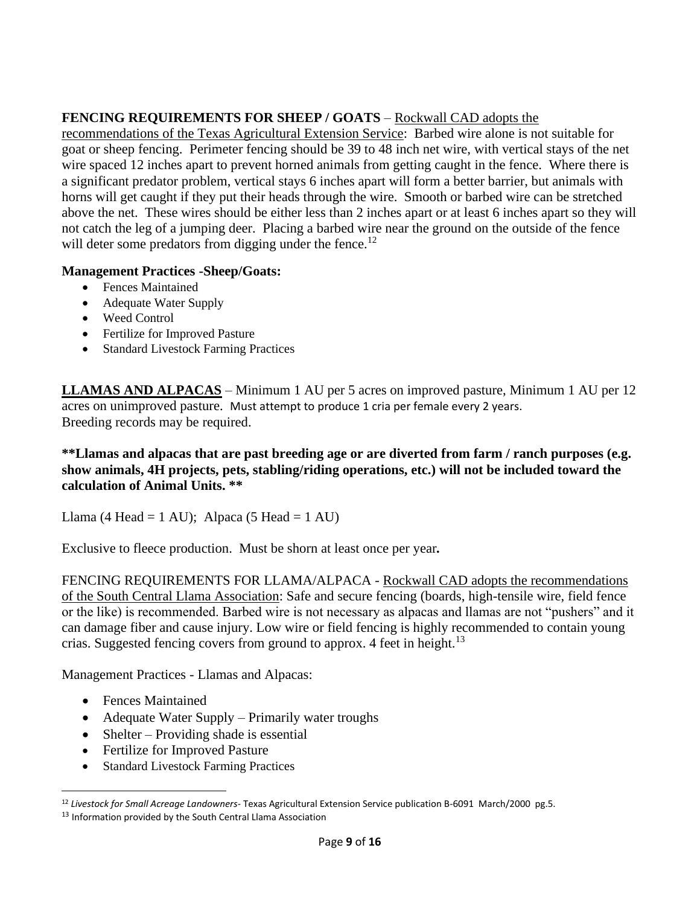**FENCING REQUIREMENTS FOR SHEEP / GOATS** – Rockwall CAD adopts the recommendations of the Texas Agricultural Extension Service: Barbed wire alone is not suitable for goat or sheep fencing. Perimeter fencing should be 39 to 48 inch net wire, with vertical stays of the net wire spaced 12 inches apart to prevent horned animals from getting caught in the fence. Where there is a significant predator problem, vertical stays 6 inches apart will form a better barrier, but animals with horns will get caught if they put their heads through the wire. Smooth or barbed wire can be stretched above the net. These wires should be either less than 2 inches apart or at least 6 inches apart so they will not catch the leg of a jumping deer. Placing a barbed wire near the ground on the outside of the fence will deter some predators from digging under the fence.[12]

**Management Practices -Sheep/Goats:**

- Fences Maintained
- Adequate Water Supply
- Weed Control
- Fertilize for Improved Pasture
- Standard Livestock Farming Practices

**LLAMAS AND ALPACAS** – Minimum 1 AU per 5 acres on improved pasture, Minimum 1 AU per 12 acres on unimproved pasture. Must attempt to produce 1 cria per female every 2 years. Breeding records may be required.

**\*\*Llamas and alpacas that are past breeding age or are diverted from farm / ranch purposes (e.g. show animals, 4H projects, pets, stabling/riding operations, etc.) will not be included toward the calculation of Animal Units. \*\***

Llama (4 Head = 1 AU); Alpaca (5 Head = 1 AU)

Exclusive to fleece production. Must be shorn at least once per year**.**

FENCING REQUIREMENTS FOR LLAMA/ALPACA - Rockwall CAD adopts the recommendations of the South Central Llama Association: Safe and secure fencing (boards, high-tensile wire, field fence or the like) is recommended. Barbed wire is not necessary as alpacas and llamas are not "pushers" and it can damage fiber and cause injury. Low wire or field fencing is highly recommended to contain young crias. Suggested fencing covers from ground to approx. 4 feet in height.[13]

Management Practices - Llamas and Alpacas:

- Fences Maintained
- Adequate Water Supply – Primarily water troughs
- Shelter – Providing shade is essential
- Fertilize for Improved Pasture
- Standard Livestock Farming Practices

---

[12] *Livestock for Small Acreage Landowners*- Texas Agricultural Extension Service publication B-6091 March/2000 pg.5.

[13] Information provided by the South Central Llama Association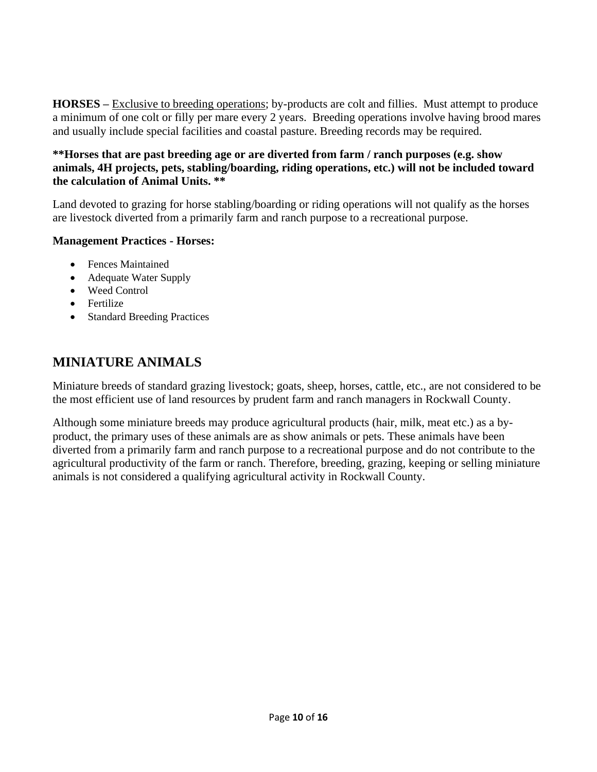**HORSES –** <u>Exclusive to breeding operations</u>; by-products are colt and fillies. Must attempt to produce a minimum of one colt or filly per mare every 2 years. Breeding operations involve having brood mares and usually include special facilities and coastal pasture. Breeding records may be required.

**\*\*Horses that are past breeding age or are diverted from farm / ranch purposes (e.g. show animals, 4H projects, pets, stabling/boarding, riding operations, etc.) will not be included toward the calculation of Animal Units. \*\***

Land devoted to grazing for horse stabling/boarding or riding operations will not qualify as the horses are livestock diverted from a primarily farm and ranch purpose to a recreational purpose.

**Management Practices - Horses:**

- Fences Maintained
- Adequate Water Supply
- Weed Control
- Fertilize
- Standard Breeding Practices

## MINIATURE ANIMALS

Miniature breeds of standard grazing livestock; goats, sheep, horses, cattle, etc., are not considered to be the most efficient use of land resources by prudent farm and ranch managers in Rockwall County.

Although some miniature breeds may produce agricultural products (hair, milk, meat etc.) as a by-product, the primary uses of these animals are as show animals or pets. These animals have been diverted from a primarily farm and ranch purpose to a recreational purpose and do not contribute to the agricultural productivity of the farm or ranch. Therefore, breeding, grazing, keeping or selling miniature animals is not considered a qualifying agricultural activity in Rockwall County.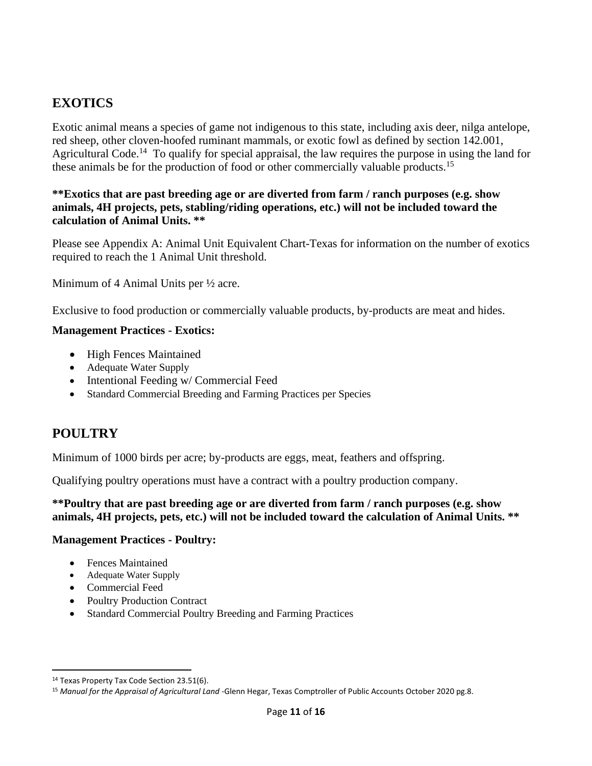## EXOTICS

Exotic animal means a species of game not indigenous to this state, including axis deer, nilga antelope, red sheep, other cloven-hoofed ruminant mammals, or exotic fowl as defined by section 142.001, Agricultural Code.[14] To qualify for special appraisal, the law requires the purpose in using the land for these animals be for the production of food or other commercially valuable products.[15]

**\*\*Exotics that are past breeding age or are diverted from farm / ranch purposes (e.g. show animals, 4H projects, pets, stabling/riding operations, etc.) will not be included toward the calculation of Animal Units. \*\***

Please see Appendix A: Animal Unit Equivalent Chart-Texas for information on the number of exotics required to reach the 1 Animal Unit threshold.

Minimum of 4 Animal Units per ½ acre.

Exclusive to food production or commercially valuable products, by-products are meat and hides.

**Management Practices - Exotics:**

- High Fences Maintained
- Adequate Water Supply
- Intentional Feeding w/ Commercial Feed
- Standard Commercial Breeding and Farming Practices per Species

## POULTRY

Minimum of 1000 birds per acre; by-products are eggs, meat, feathers and offspring.

Qualifying poultry operations must have a contract with a poultry production company.

**\*\*Poultry that are past breeding age or are diverted from farm / ranch purposes (e.g. show animals, 4H projects, pets, etc.) will not be included toward the calculation of Animal Units. \*\***

**Management Practices - Poultry:**

- Fences Maintained
- Adequate Water Supply
- Commercial Feed
- Poultry Production Contract
- Standard Commercial Poultry Breeding and Farming Practices

---

[14] Texas Property Tax Code Section 23.51(6).

[15] *Manual for the Appraisal of Agricultural Land* -Glenn Hegar, Texas Comptroller of Public Accounts October 2020 pg.8.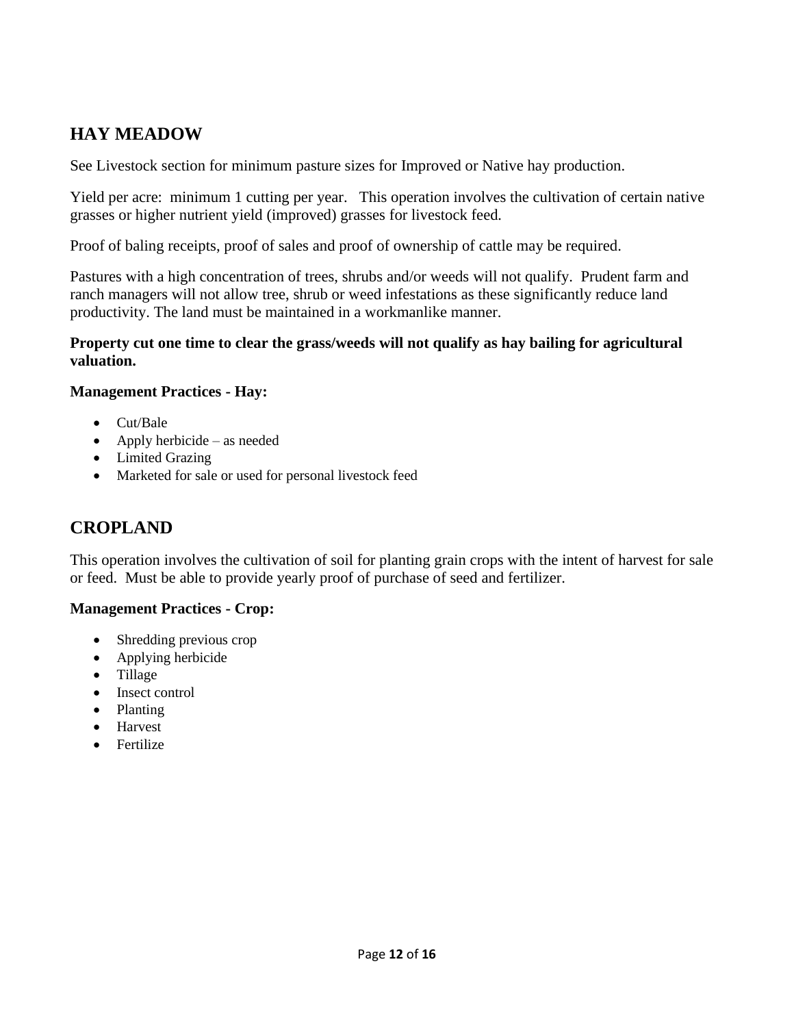## HAY MEADOW

See Livestock section for minimum pasture sizes for Improved or Native hay production.

Yield per acre: minimum 1 cutting per year. This operation involves the cultivation of certain native grasses or higher nutrient yield (improved) grasses for livestock feed.

Proof of baling receipts, proof of sales and proof of ownership of cattle may be required.

Pastures with a high concentration of trees, shrubs and/or weeds will not qualify. Prudent farm and ranch managers will not allow tree, shrub or weed infestations as these significantly reduce land productivity. The land must be maintained in a workmanlike manner.

**Property cut one time to clear the grass/weeds will not qualify as hay bailing for agricultural valuation.**

**Management Practices - Hay:**

- Cut/Bale
- Apply herbicide – as needed
- Limited Grazing
- Marketed for sale or used for personal livestock feed

## CROPLAND

This operation involves the cultivation of soil for planting grain crops with the intent of harvest for sale or feed. Must be able to provide yearly proof of purchase of seed and fertilizer.

**Management Practices - Crop:**

- Shredding previous crop
- Applying herbicide
- Tillage
- Insect control
- Planting
- Harvest
- Fertilize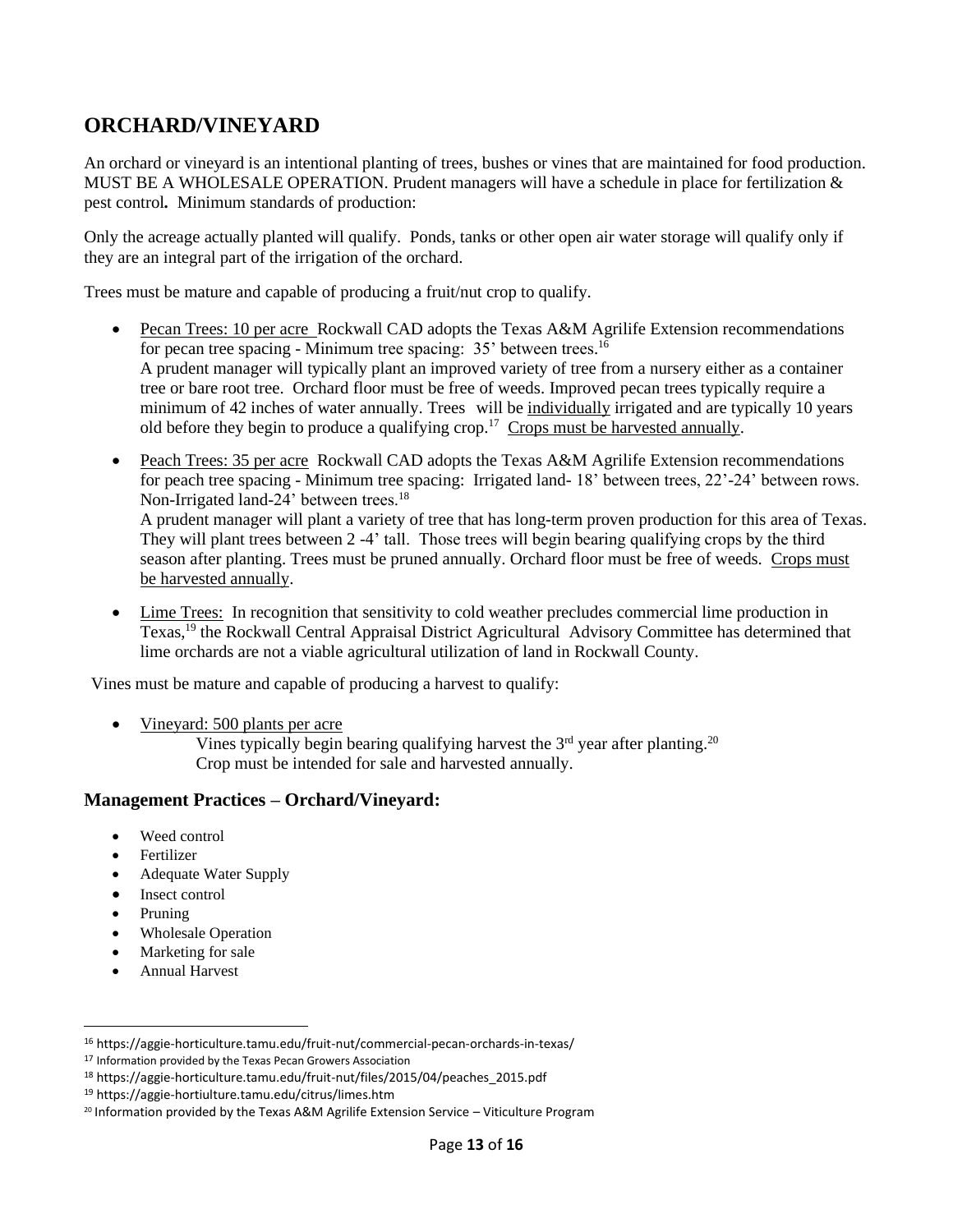## ORCHARD/VINEYARD

An orchard or vineyard is an intentional planting of trees, bushes or vines that are maintained for food production. MUST BE A WHOLESALE OPERATION. Prudent managers will have a schedule in place for fertilization & pest control**.** Minimum standards of production:

Only the acreage actually planted will qualify. Ponds, tanks or other open air water storage will qualify only if they are an integral part of the irrigation of the orchard.

Trees must be mature and capable of producing a fruit/nut crop to qualify.

- Pecan Trees: 10 per acre Rockwall CAD adopts the Texas A&M Agrilife Extension recommendations for pecan tree spacing - Minimum tree spacing: 35' between trees.[16]
  A prudent manager will typically plant an improved variety of tree from a nursery either as a container tree or bare root tree. Orchard floor must be free of weeds. Improved pecan trees typically require a minimum of 42 inches of water annually. Trees will be individually irrigated and are typically 10 years old before they begin to produce a qualifying crop.[17] Crops must be harvested annually.
- Peach Trees: 35 per acre Rockwall CAD adopts the Texas A&M Agrilife Extension recommendations for peach tree spacing - Minimum tree spacing: Irrigated land- 18' between trees, 22'-24' between rows. Non-Irrigated land-24' between trees.[18]
  A prudent manager will plant a variety of tree that has long-term proven production for this area of Texas. They will plant trees between 2 -4' tall. Those trees will begin bearing qualifying crops by the third season after planting. Trees must be pruned annually. Orchard floor must be free of weeds. Crops must be harvested annually.
- Lime Trees: In recognition that sensitivity to cold weather precludes commercial lime production in Texas,[19] the Rockwall Central Appraisal District Agricultural Advisory Committee has determined that lime orchards are not a viable agricultural utilization of land in Rockwall County.

Vines must be mature and capable of producing a harvest to qualify:

- Vineyard: 500 plants per acre
  Vines typically begin bearing qualifying harvest the 3rd year after planting.[20]
  Crop must be intended for sale and harvested annually.

### Management Practices – Orchard/Vineyard:

- Weed control
- Fertilizer
- Adequate Water Supply
- Insect control
- Pruning
- Wholesale Operation
- Marketing for sale
- Annual Harvest

---

[16] https://aggie-horticulture.tamu.edu/fruit-nut/commercial-pecan-orchards-in-texas/

[17] Information provided by the Texas Pecan Growers Association

[18] https://aggie-horticulture.tamu.edu/fruit-nut/files/2015/04/peaches_2015.pdf

[19] https://aggie-hortiulture.tamu.edu/citrus/limes.htm

[20] Information provided by the Texas A&M Agrilife Extension Service – Viticulture Program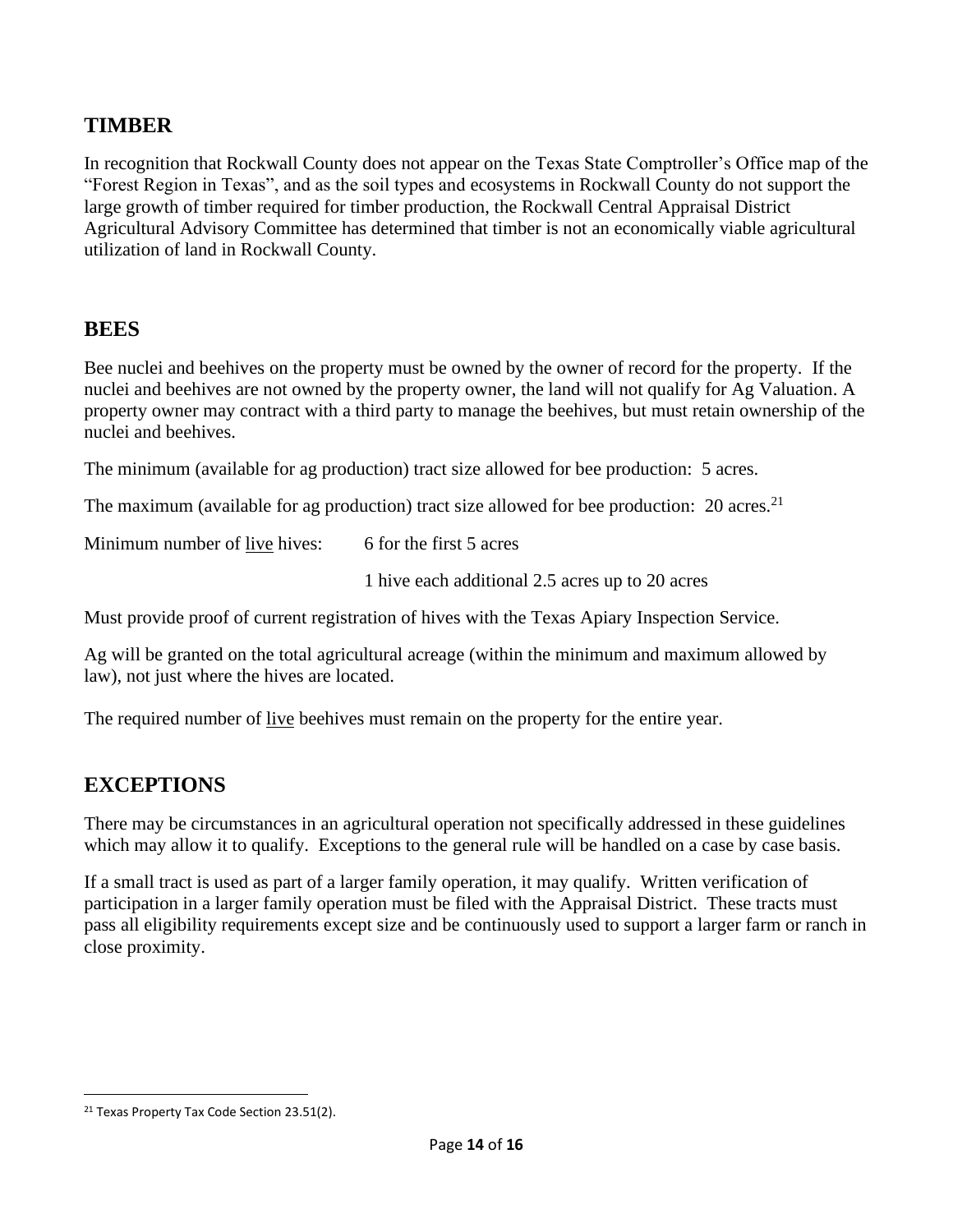## TIMBER

In recognition that Rockwall County does not appear on the Texas State Comptroller's Office map of the "Forest Region in Texas", and as the soil types and ecosystems in Rockwall County do not support the large growth of timber required for timber production, the Rockwall Central Appraisal District Agricultural Advisory Committee has determined that timber is not an economically viable agricultural utilization of land in Rockwall County.

## BEES

Bee nuclei and beehives on the property must be owned by the owner of record for the property. If the nuclei and beehives are not owned by the property owner, the land will not qualify for Ag Valuation. A property owner may contract with a third party to manage the beehives, but must retain ownership of the nuclei and beehives.

The minimum (available for ag production) tract size allowed for bee production: 5 acres.

The maximum (available for ag production) tract size allowed for bee production: 20 acres.[21]

Minimum number of <u>live</u> hives: 6 for the first 5 acres

1 hive each additional 2.5 acres up to 20 acres

Must provide proof of current registration of hives with the Texas Apiary Inspection Service.

Ag will be granted on the total agricultural acreage (within the minimum and maximum allowed by law), not just where the hives are located.

The required number of <u>live</u> beehives must remain on the property for the entire year.

## EXCEPTIONS

There may be circumstances in an agricultural operation not specifically addressed in these guidelines which may allow it to qualify. Exceptions to the general rule will be handled on a case by case basis.

If a small tract is used as part of a larger family operation, it may qualify. Written verification of participation in a larger family operation must be filed with the Appraisal District. These tracts must pass all eligibility requirements except size and be continuously used to support a larger farm or ranch in close proximity.

[21] Texas Property Tax Code Section 23.51(2).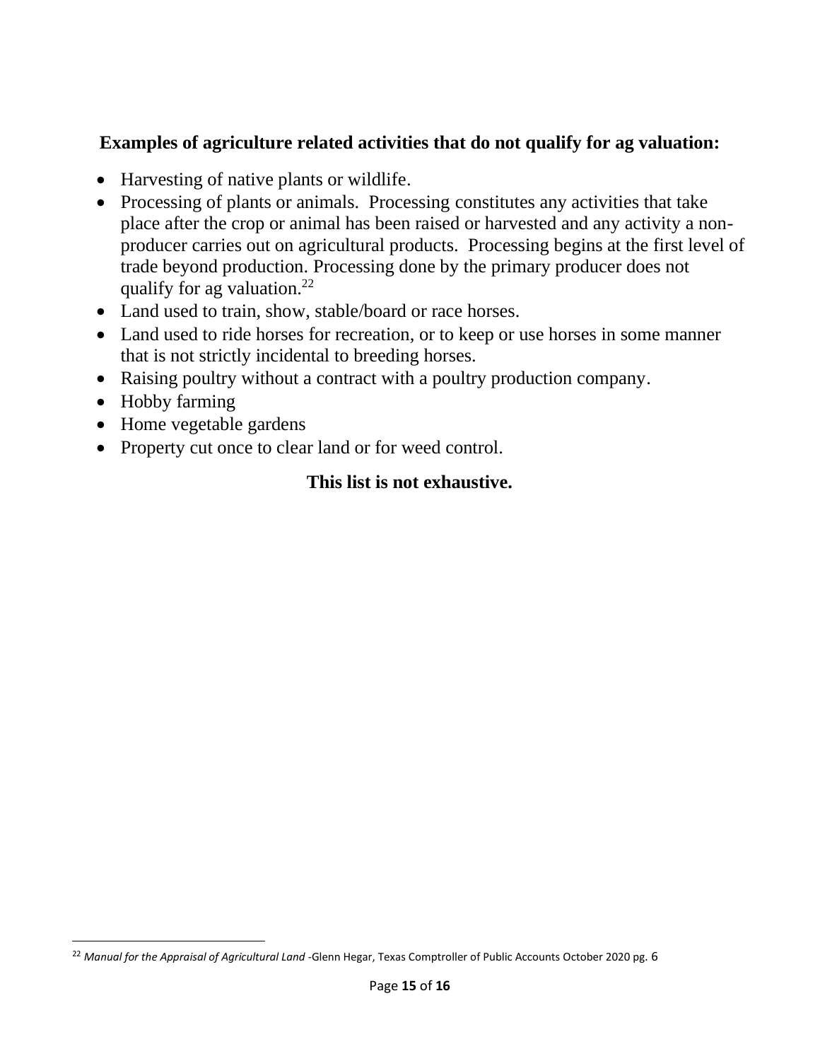## Examples of agriculture related activities that do not qualify for ag valuation:

- Harvesting of native plants or wildlife.
- Processing of plants or animals. Processing constitutes any activities that take place after the crop or animal has been raised or harvested and any activity a non-producer carries out on agricultural products. Processing begins at the first level of trade beyond production. Processing done by the primary producer does not qualify for ag valuation.[22]
- Land used to train, show, stable/board or race horses.
- Land used to ride horses for recreation, or to keep or use horses in some manner that is not strictly incidental to breeding horses.
- Raising poultry without a contract with a poultry production company.
- Hobby farming
- Home vegetable gardens
- Property cut once to clear land or for weed control.

**This list is not exhaustive.**

---

[22] *Manual for the Appraisal of Agricultural Land* -Glenn Hegar, Texas Comptroller of Public Accounts October 2020 pg. 6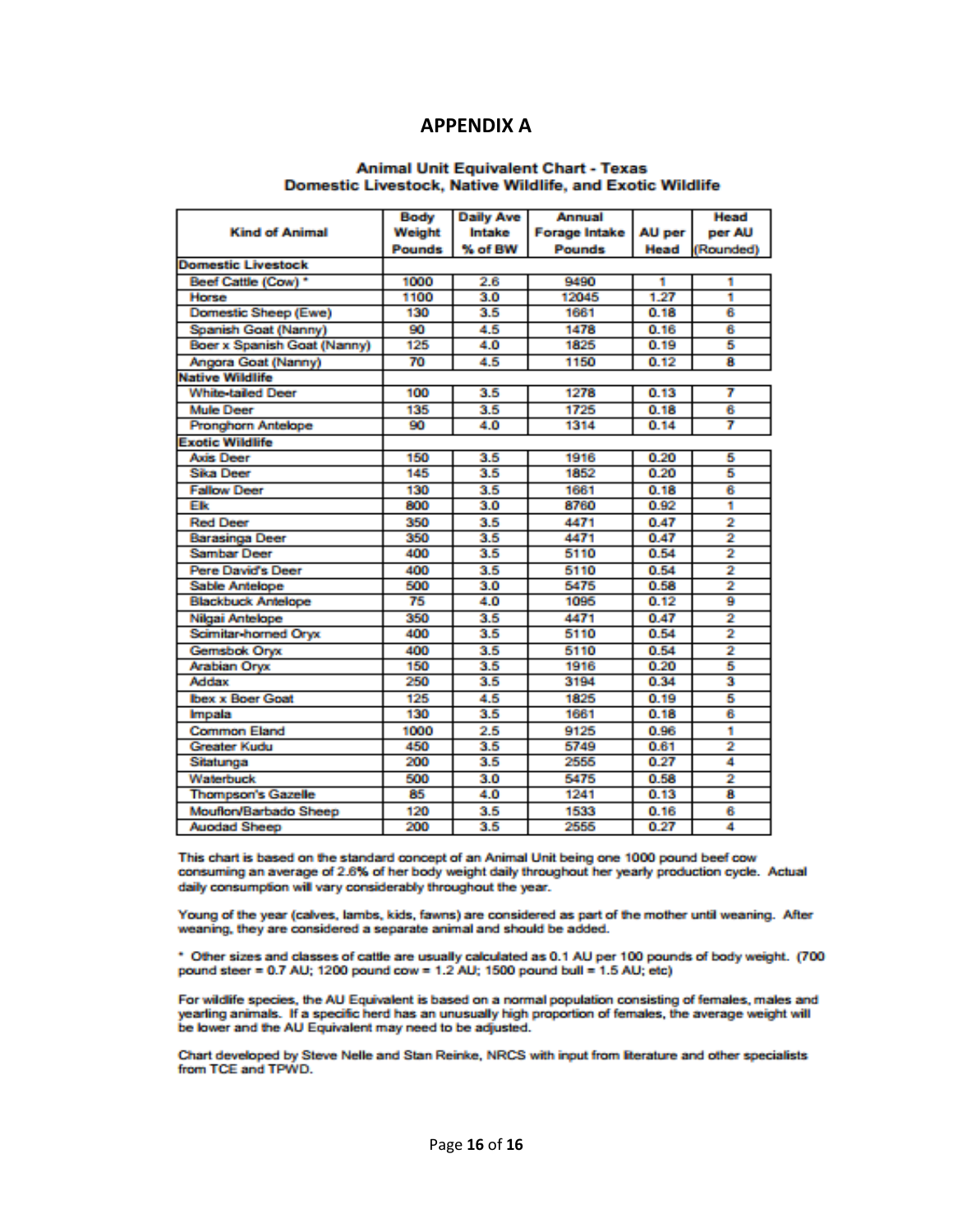## APPENDIX A

**Animal Unit Equivalent Chart - Texas**
**Domestic Livestock, Native Wildlife, and Exotic Wildlife**

| Kind of Animal | Body Weight Pounds | Daily Ave Intake % of BW | Annual Forage Intake Pounds | AU per Head | Head per AU (Rounded) |
|---|---|---|---|---|---|
| **Domestic Livestock** | | | | | |
| Beef Cattle (Cow) * | 1000 | 2.6 | 9490 | 1 | 1 |
| Horse | 1100 | 3.0 | 12045 | 1.27 | 1 |
| Domestic Sheep (Ewe) | 130 | 3.5 | 1661 | 0.18 | 6 |
| Spanish Goat (Nanny) | 90 | 4.5 | 1478 | 0.16 | 6 |
| Boer x Spanish Goat (Nanny) | 125 | 4.0 | 1825 | 0.19 | 5 |
| Angora Goat (Nanny) | 70 | 4.5 | 1150 | 0.12 | 8 |
| **Native Wildlife** | | | | | |
| White-tailed Deer | 100 | 3.5 | 1278 | 0.13 | 7 |
| Mule Deer | 135 | 3.5 | 1725 | 0.18 | 6 |
| Pronghorn Antelope | 90 | 4.0 | 1314 | 0.14 | 7 |
| **Exotic Wildlife** | | | | | |
| Axis Deer | 150 | 3.5 | 1916 | 0.20 | 5 |
| Sika Deer | 145 | 3.5 | 1852 | 0.20 | 5 |
| Fallow Deer | 130 | 3.5 | 1661 | 0.18 | 6 |
| Elk | 800 | 3.0 | 8760 | 0.92 | 1 |
| Red Deer | 350 | 3.5 | 4471 | 0.47 | 2 |
| Barasinga Deer | 350 | 3.5 | 4471 | 0.47 | 2 |
| Sambar Deer | 400 | 3.5 | 5110 | 0.54 | 2 |
| Pere David's Deer | 400 | 3.5 | 5110 | 0.54 | 2 |
| Sable Antelope | 500 | 3.0 | 5475 | 0.58 | 2 |
| Blackbuck Antelope | 75 | 4.0 | 1095 | 0.12 | 9 |
| Nilgai Antelope | 350 | 3.5 | 4471 | 0.47 | 2 |
| Scimitar-horned Oryx | 400 | 3.5 | 5110 | 0.54 | 2 |
| Gemsbok Oryx | 400 | 3.5 | 5110 | 0.54 | 2 |
| Arabian Oryx | 150 | 3.5 | 1916 | 0.20 | 5 |
| Addax | 250 | 3.5 | 3194 | 0.34 | 3 |
| Ibex x Boer Goat | 125 | 4.5 | 1825 | 0.19 | 5 |
| Impala | 130 | 3.5 | 1661 | 0.18 | 6 |
| Common Eland | 1000 | 2.5 | 9125 | 0.96 | 1 |
| Greater Kudu | 450 | 3.5 | 5749 | 0.61 | 2 |
| Sitatunga | 200 | 3.5 | 2555 | 0.27 | 4 |
| Waterbuck | 500 | 3.0 | 5475 | 0.58 | 2 |
| Thompson's Gazelle | 85 | 4.0 | 1241 | 0.13 | 8 |
| Mouflon/Barbado Sheep | 120 | 3.5 | 1533 | 0.16 | 6 |
| Auodad Sheep | 200 | 3.5 | 2555 | 0.27 | 4 |

This chart is based on the standard concept of an Animal Unit being one 1000 pound beef cow consuming an average of 2.6% of her body weight daily throughout her yearly production cycle. Actual daily consumption will vary considerably throughout the year.

Young of the year (calves, lambs, kids, fawns) are considered as part of the mother until weaning. After weaning, they are considered a separate animal and should be added.

* Other sizes and classes of cattle are usually calculated as 0.1 AU per 100 pounds of body weight. (700 pound steer = 0.7 AU; 1200 pound cow = 1.2 AU; 1500 pound bull = 1.5 AU; etc)

For wildlife species, the AU Equivalent is based on a normal population consisting of females, males and yearling animals. If a specific herd has an unusually high proportion of females, the average weight will be lower and the AU Equivalent may need to be adjusted.

Chart developed by Steve Nelle and Stan Reinke, NRCS with input from literature and other specialists from TCE and TPWD.